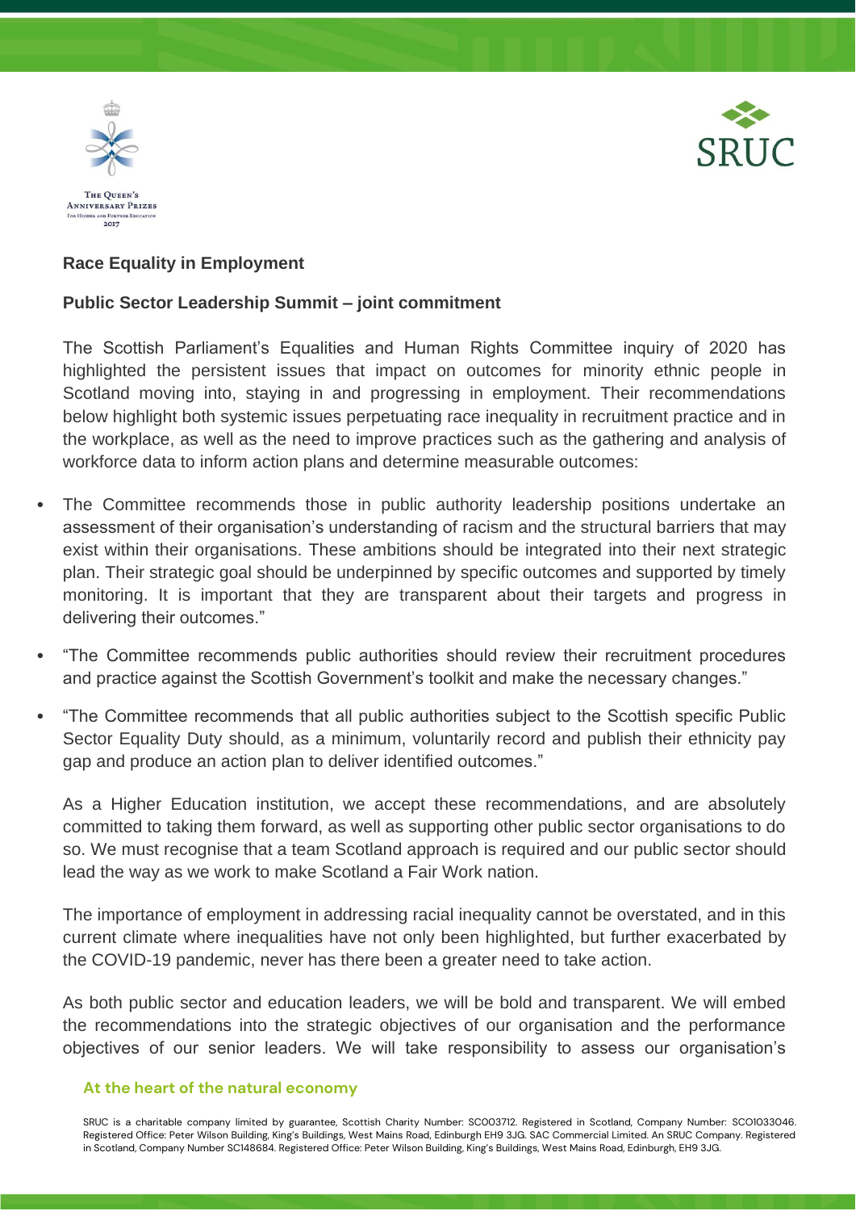## Race Equality in Employment

### Public Sector Leadership Summit – joint commitment

The Scottish Parliament's Equalities and Human Rights Committee inquiry of 2020 has highlighted the persistent issues that impact on outcomes for minority ethnic people in Scotland moving into, staying in and progressing in employment. Their recommendations below highlight both systemic issues perpetuating race inequality in recruitment practice and in the workplace, as well as the need to improve practices such as the gathering and analysis of workforce data to inform action plans and determine measurable outcomes:

- The Committee recommends those in public authority leadership positions undertake an assessment of their organisation's understanding of racism and the structural barriers that may exist within their organisations. These ambitions should be integrated into their next strategic plan. Their strategic goal should be underpinned by specific outcomes and supported by timely monitoring. It is important that they are transparent about their targets and progress in delivering their outcomes."
- "The Committee recommends public authorities should review their recruitment procedures and practice against the Scottish Government's toolkit and make the necessary changes."
- "The Committee recommends that all public authorities subject to the Scottish specific Public Sector Equality Duty should, as a minimum, voluntarily record and publish their ethnicity pay gap and produce an action plan to deliver identified outcomes."

As a Higher Education institution, we accept these recommendations, and are absolutely committed to taking them forward, as well as supporting other public sector organisations to do so. We must recognise that a team Scotland approach is required and our public sector should lead the way as we work to make Scotland a Fair Work nation.

The importance of employment in addressing racial inequality cannot be overstated, and in this current climate where inequalities have not only been highlighted, but further exacerbated by the COVID-19 pandemic, never has there been a greater need to take action.

As both public sector and education leaders, we will be bold and transparent. We will embed the recommendations into the strategic objectives of our organisation and the performance objectives of our senior leaders. We will take responsibility to assess our organisation's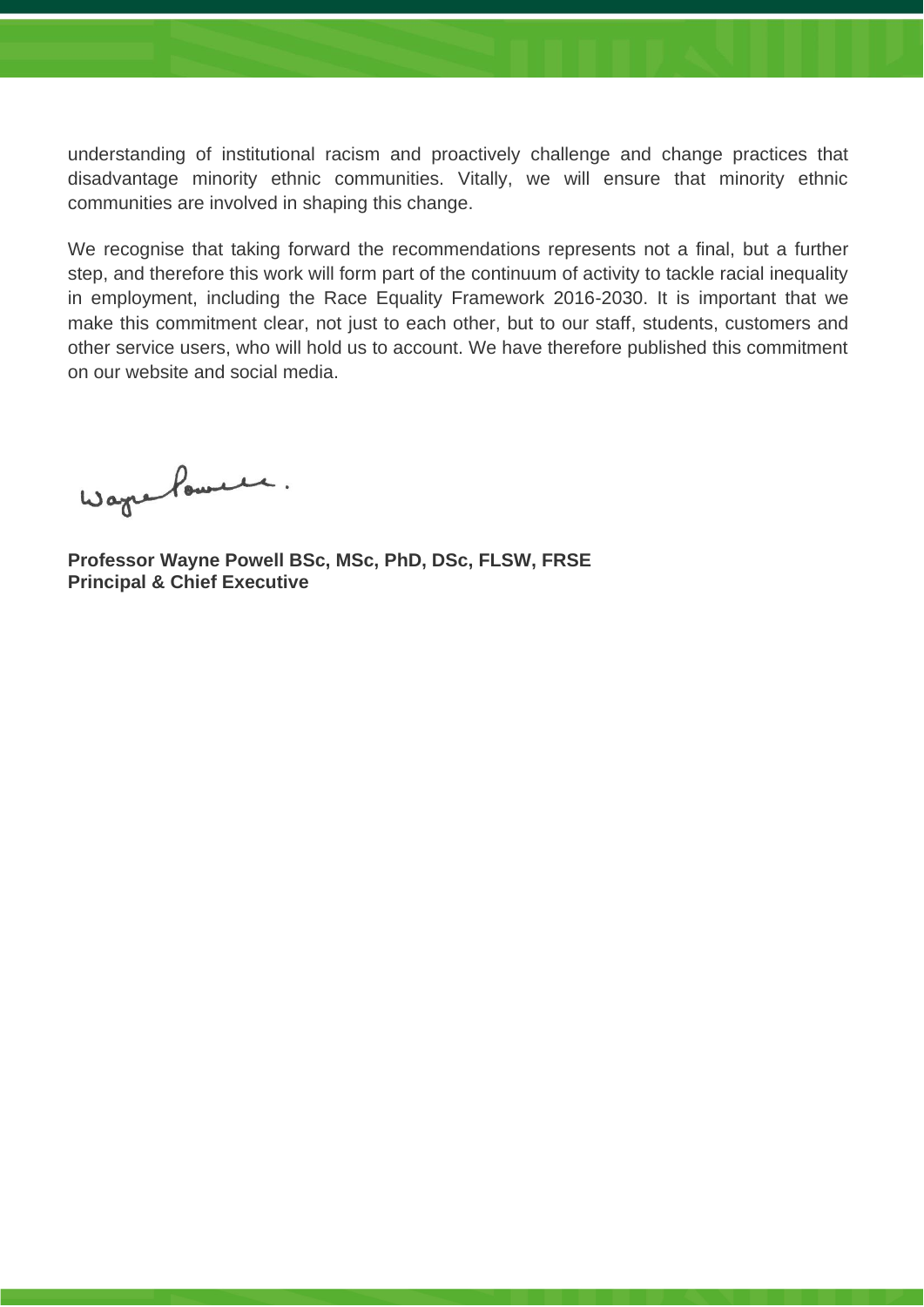understanding of institutional racism and proactively challenge and change practices that disadvantage minority ethnic communities. Vitally, we will ensure that minority ethnic communities are involved in shaping this change.

We recognise that taking forward the recommendations represents not a final, but a further step, and therefore this work will form part of the continuum of activity to tackle racial inequality in employment, including the Race Equality Framework 2016-2030. It is important that we make this commitment clear, not just to each other, but to our staff, students, customers and other service users, who will hold us to account. We have therefore published this commitment on our website and social media.

Wayne Powell.

**Professor Wayne Powell BSc, MSc, PhD, DSc, FLSW, FRSE**
**Principal & Chief Executive**